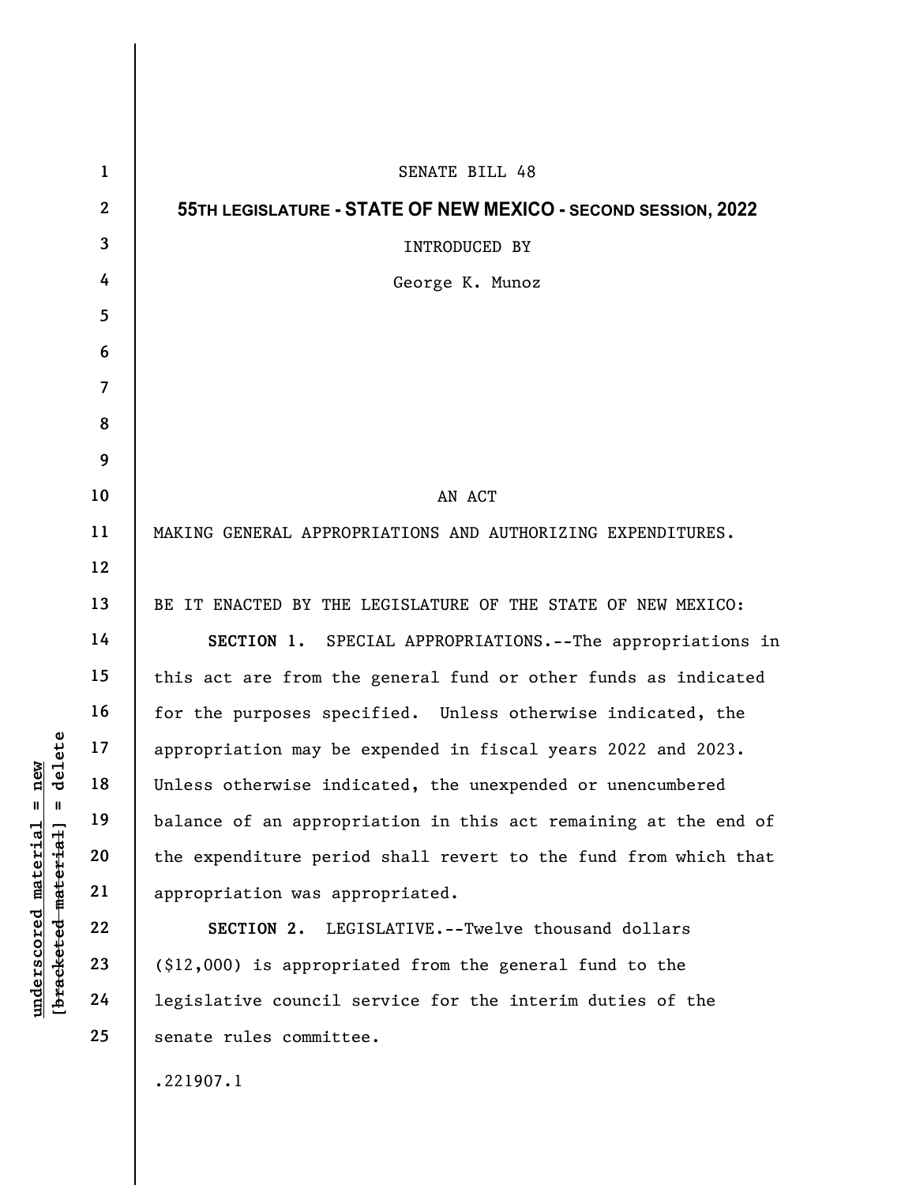SENATE BILL 48

**55TH LEGISLATURE - STATE OF NEW MEXICO - SECOND SESSION, 2022**

INTRODUCED BY

George K. Munoz

AN ACT

MAKING GENERAL APPROPRIATIONS AND AUTHORIZING EXPENDITURES.

BE IT ENACTED BY THE LEGISLATURE OF THE STATE OF NEW MEXICO:

**SECTION 1.** SPECIAL APPROPRIATIONS.--The appropriations in this act are from the general fund or other funds as indicated for the purposes specified. Unless otherwise indicated, the appropriation may be expended in fiscal years 2022 and 2023. Unless otherwise indicated, the unexpended or unencumbered balance of an appropriation in this act remaining at the end of the expenditure period shall revert to the fund from which that appropriation was appropriated.

**SECTION 2.** LEGISLATIVE.--Twelve thousand dollars ($12,000) is appropriated from the general fund to the legislative council service for the interim duties of the senate rules committee.

.221907.1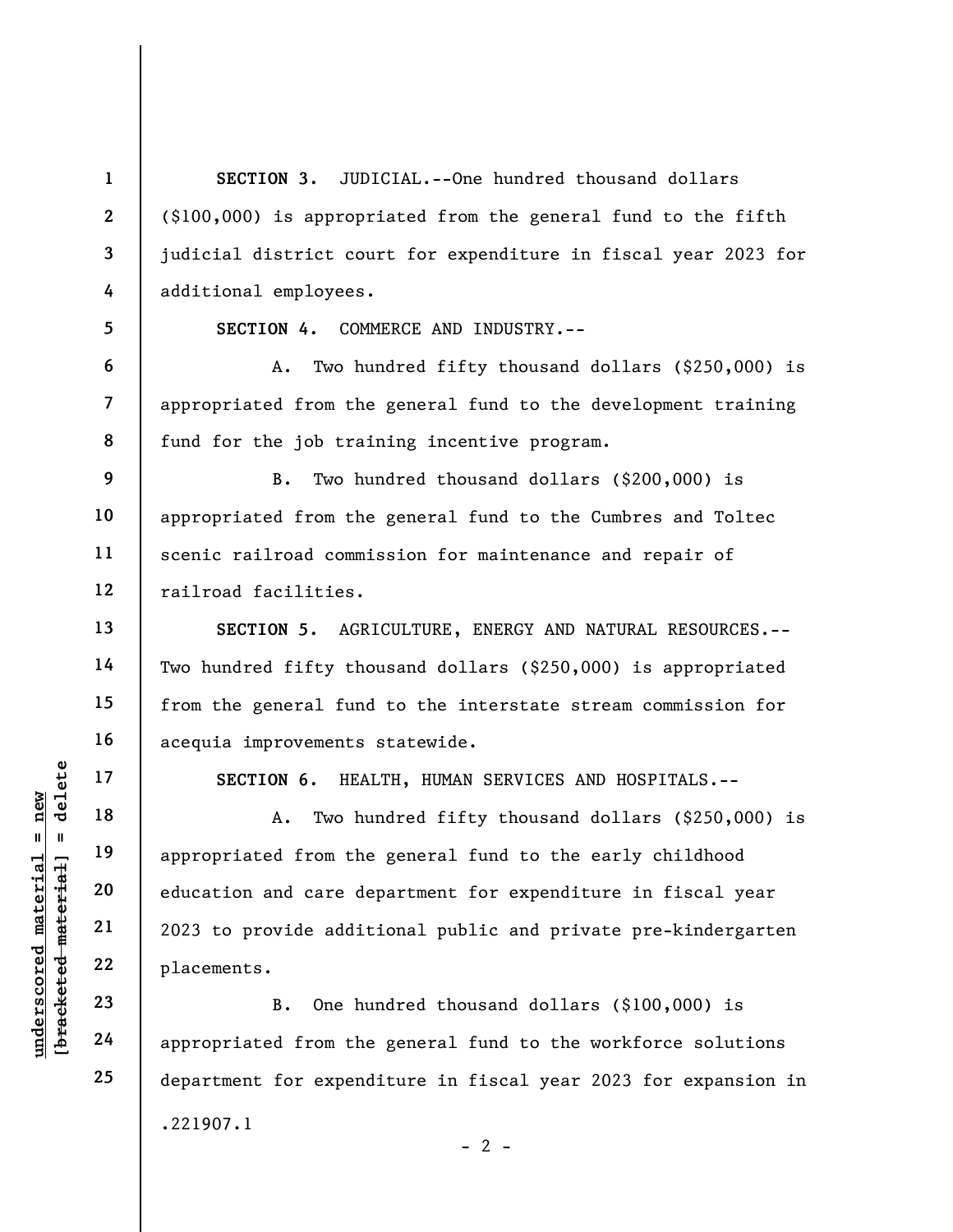**SECTION 3.** JUDICIAL.--One hundred thousand dollars ($100,000) is appropriated from the general fund to the fifth judicial district court for expenditure in fiscal year 2023 for additional employees.

**SECTION 4.** COMMERCE AND INDUSTRY.--

A. Two hundred fifty thousand dollars ($250,000) is appropriated from the general fund to the development training fund for the job training incentive program.

B. Two hundred thousand dollars ($200,000) is appropriated from the general fund to the Cumbres and Toltec scenic railroad commission for maintenance and repair of railroad facilities.

**SECTION 5.** AGRICULTURE, ENERGY AND NATURAL RESOURCES.--Two hundred fifty thousand dollars ($250,000) is appropriated from the general fund to the interstate stream commission for acequia improvements statewide.

**SECTION 6.** HEALTH, HUMAN SERVICES AND HOSPITALS.--

A. Two hundred fifty thousand dollars ($250,000) is appropriated from the general fund to the early childhood education and care department for expenditure in fiscal year 2023 to provide additional public and private pre-kindergarten placements.

B. One hundred thousand dollars ($100,000) is appropriated from the general fund to the workforce solutions department for expenditure in fiscal year 2023 for expansion in

.221907.1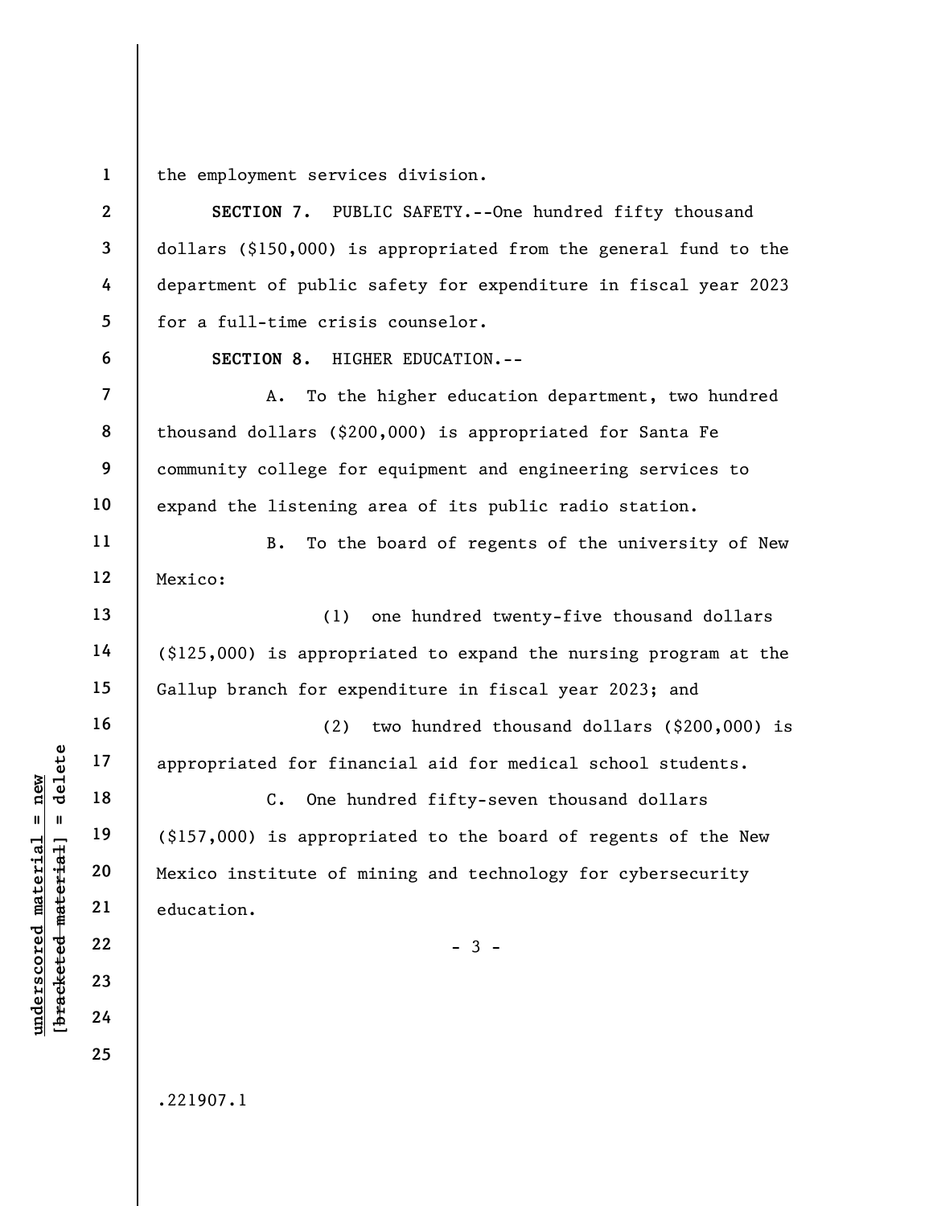the employment services division.

**SECTION 7.** PUBLIC SAFETY.--One hundred fifty thousand dollars ($150,000) is appropriated from the general fund to the department of public safety for expenditure in fiscal year 2023 for a full-time crisis counselor.

**SECTION 8.** HIGHER EDUCATION.--

A. To the higher education department, two hundred thousand dollars ($200,000) is appropriated for Santa Fe community college for equipment and engineering services to expand the listening area of its public radio station.

B. To the board of regents of the university of New Mexico:

(1) one hundred twenty-five thousand dollars ($125,000) is appropriated to expand the nursing program at the Gallup branch for expenditure in fiscal year 2023; and

(2) two hundred thousand dollars ($200,000) is appropriated for financial aid for medical school students.

C. One hundred fifty-seven thousand dollars ($157,000) is appropriated to the board of regents of the New Mexico institute of mining and technology for cybersecurity education.

.221907.1